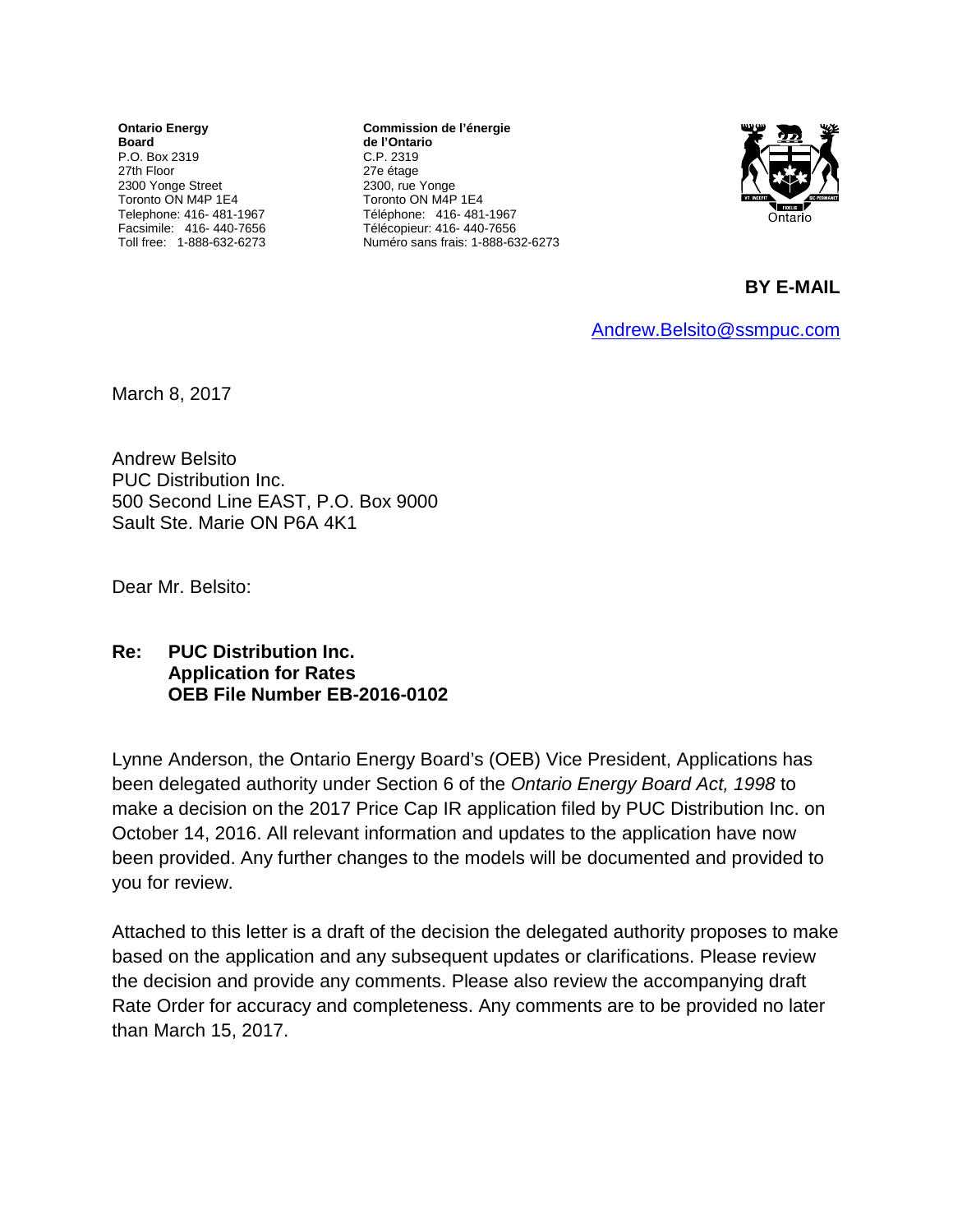**Ontario Energy Board**
P.O. Box 2319
27th Floor
2300 Yonge Street
Toronto ON M4P 1E4
Telephone: 416- 481-1967
Facsimile: 416- 440-7656
Toll free: 1-888-632-6273

**Commission de l'énergie de l'Ontario**
C.P. 2319
27e étage
2300, rue Yonge
Toronto ON M4P 1E4
Téléphone: 416- 481-1967
Télécopieur: 416- 440-7656
Numéro sans frais: 1-888-632-6273

Ontario

**BY E-MAIL**

Andrew.Belsito@ssmpuc.com

March 8, 2017

Andrew Belsito
PUC Distribution Inc.
500 Second Line EAST, P.O. Box 9000
Sault Ste. Marie ON P6A 4K1

Dear Mr. Belsito:

**Re: PUC Distribution Inc.**
**Application for Rates**
**OEB File Number EB-2016-0102**

Lynne Anderson, the Ontario Energy Board's (OEB) Vice President, Applications has been delegated authority under Section 6 of the *Ontario Energy Board Act, 1998* to make a decision on the 2017 Price Cap IR application filed by PUC Distribution Inc. on October 14, 2016. All relevant information and updates to the application have now been provided. Any further changes to the models will be documented and provided to you for review.

Attached to this letter is a draft of the decision the delegated authority proposes to make based on the application and any subsequent updates or clarifications. Please review the decision and provide any comments. Please also review the accompanying draft Rate Order for accuracy and completeness. Any comments are to be provided no later than March 15, 2017.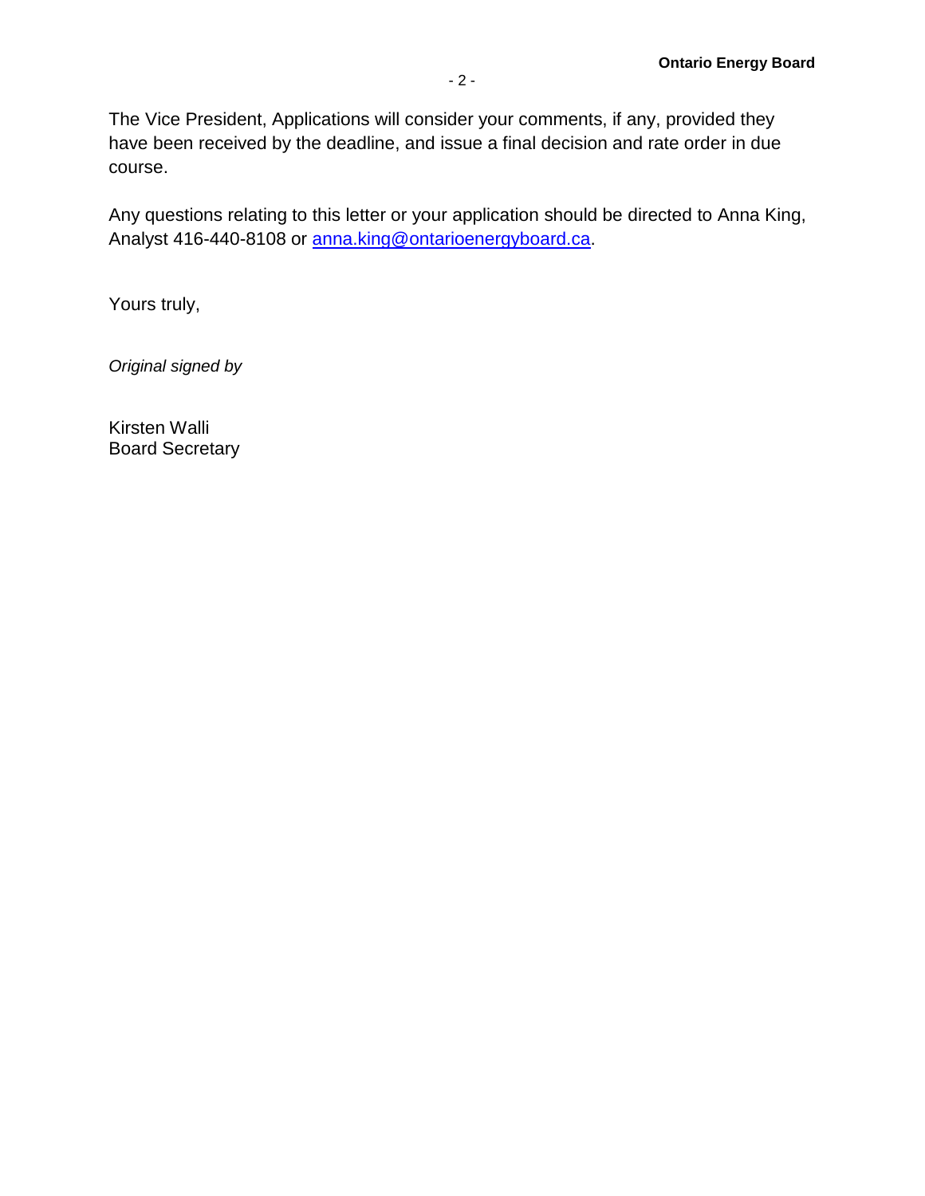The Vice President, Applications will consider your comments, if any, provided they have been received by the deadline, and issue a final decision and rate order in due course.

Any questions relating to this letter or your application should be directed to Anna King, Analyst 416-440-8108 or anna.king@ontarioenergyboard.ca.

Yours truly,

*Original signed by*

Kirsten Walli
Board Secretary